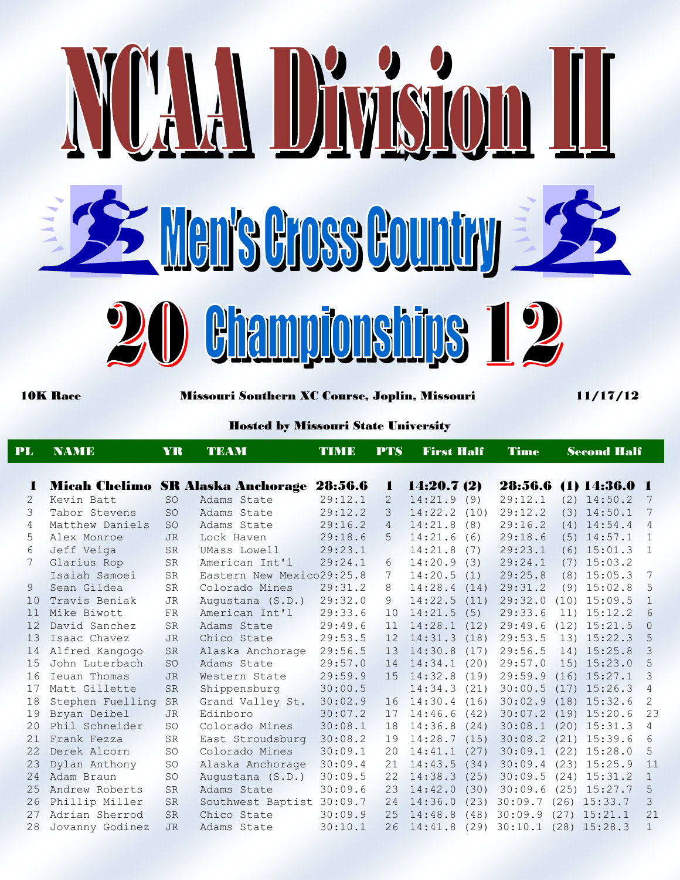# NCAA Division II

## Men's Cross Country

## 2012 Championships

**10K Race** **Missouri Southern XC Course, Joplin, Missouri** **11/17/12**

**Hosted by Missouri State University**

| PL | NAME | YR | TEAM | TIME | PTS | First Half | | Time | | Second Half | |
|---|---|---|---|---|---|---|---|---|---|---|---|
| **1** | **Micah Chelimo** | **SR** | **Alaska Anchorage** | **28:56.6** | **1** | **14:20.7** | **(2)** | **28:56.6** | **(1)** | **14:36.0** | **1** |
| 2 | Kevin Batt | SO | Adams State | 29:12.1 | 2 | 14:21.9 | (9) | 29:12.1 | (2) | 14:50.2 | 7 |
| 3 | Tabor Stevens | SO | Adams State | 29:12.2 | 3 | 14:22.2 | (10) | 29:12.2 | (3) | 14:50.1 | 7 |
| 4 | Matthew Daniels | SO | Adams State | 29:16.2 | 4 | 14:21.8 | (8) | 29:16.2 | (4) | 14:54.4 | 4 |
| 5 | Alex Monroe | JR | Lock Haven | 29:18.6 | 5 | 14:21.6 | (6) | 29:18.6 | (5) | 14:57.1 | 1 |
| 6 | Jeff Veiga | SR | UMass Lowell | 29:23.1 | | 14:21.8 | (7) | 29:23.1 | (6) | 15:01.3 | 1 |
| 7 | Glarius Rop | SR | American Int'l | 29:24.1 | 6 | 14:20.9 | (3) | 29:24.1 | (7) | 15:03.2 | |
| | Isaiah Samoei | SR | Eastern New Mexico | 29:25.8 | 7 | 14:20.5 | (1) | 29:25.8 | (8) | 15:05.3 | 7 |
| 9 | Sean Gildea | SR | Colorado Mines | 29:31.2 | 8 | 14:28.4 | (14) | 29:31.2 | (9) | 15:02.8 | 5 |
| 10 | Travis Beniak | JR | Augustana (S.D.) | 29:32.0 | 9 | 14:22.5 | (11) | 29:32.0 | (10) | 15:09.5 | 1 |
| 11 | Mike Biwott | FR | American Int'l | 29:33.6 | 10 | 14:21.5 | (5) | 29:33.6 | 11) | 15:12.2 | 6 |
| 12 | David Sanchez | SR | Adams State | 29:49.6 | 11 | 14:28.1 | (12) | 29:49.6 | (12) | 15:21.5 | 0 |
| 13 | Isaac Chavez | JR | Chico State | 29:53.5 | 12 | 14:31.3 | (18) | 29:53.5 | 13) | 15:22.3 | 5 |
| 14 | Alfred Kangogo | SR | Alaska Anchorage | 29:56.5 | 13 | 14:30.8 | (17) | 29:56.5 | 14) | 15:25.8 | 3 |
| 15 | John Luterbach | SO | Adams State | 29:57.0 | 14 | 14:34.1 | (20) | 29:57.0 | 15) | 15:23.0 | 5 |
| 16 | Ieuan Thomas | JR | Western State | 29:59.9 | 15 | 14:32.8 | (19) | 29:59.9 | (16) | 15:27.1 | 3 |
| 17 | Matt Gillette | SR | Shippensburg | 30:00.5 | | 14:34.3 | (21) | 30:00.5 | (17) | 15:26.3 | 4 |
| 18 | Stephen Fuelling | SR | Grand Valley St. | 30:02.9 | 16 | 14:30.4 | (16) | 30:02.9 | (18) | 15:32.6 | 2 |
| 19 | Bryan Deibel | JR | Edinboro | 30:07.2 | 17 | 14:46.6 | (42) | 30:07.2 | (19) | 15:20.6 | 23 |
| 20 | Phil Schneider | SO | Colorado Mines | 30:08.1 | 18 | 14:36.8 | (24) | 30:08.1 | (20) | 15:31.3 | 4 |
| 21 | Frank Fezza | SR | East Stroudsburg | 30:08.2 | 19 | 14:28.7 | (15) | 30:08.2 | (21) | 15:39.6 | 6 |
| 22 | Derek Alcorn | SO | Colorado Mines | 30:09.1 | 20 | 14:41.1 | (27) | 30:09.1 | (22) | 15:28.0 | 5 |
| 23 | Dylan Anthony | SO | Alaska Anchorage | 30:09.4 | 21 | 14:43.5 | (34) | 30:09.4 | (23) | 15:25.9 | 11 |
| 24 | Adam Braun | SO | Augustana (S.D.) | 30:09.5 | 22 | 14:38.3 | (25) | 30:09.5 | (24) | 15:31.2 | 1 |
| 25 | Andrew Roberts | SR | Adams State | 30:09.6 | 23 | 14:42.0 | (30) | 30:09.6 | (25) | 15:27.7 | 5 |
| 26 | Phillip Miller | SR | Southwest Baptist | 30:09.7 | 24 | 14:36.0 | (23) | 30:09.7 | (26) | 15:33.7 | 3 |
| 27 | Adrian Sherrod | SR | Chico State | 30:09.9 | 25 | 14:48.8 | (48) | 30:09.9 | (27) | 15:21.1 | 21 |
| 28 | Jovanny Godinez | JR | Adams State | 30:10.1 | 26 | 14:41.8 | (29) | 30:10.1 | (28) | 15:28.3 | 1 |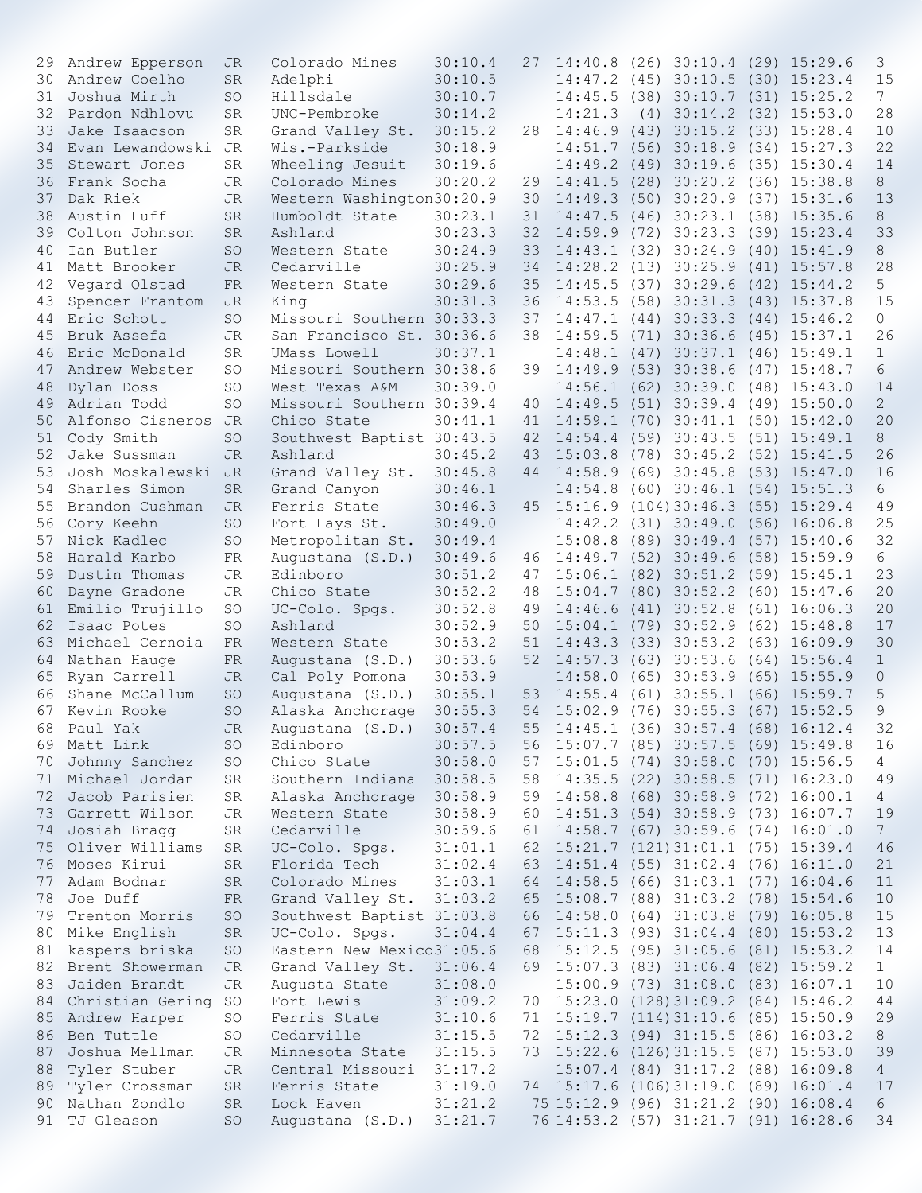| Place | Name | Yr | School | Time | Team | 5K Split | (Pl) | Time | (Pl) | Last 5K | Gain |
|---|---|---|---|---|---|---|---|---|---|---|---|
| 29 | Andrew Epperson | JR | Colorado Mines | 30:10.4 | 27 | 14:40.8 | (26) | 30:10.4 | (29) | 15:29.6 | 3 |
| 30 | Andrew Coelho | SR | Adelphi | 30:10.5 | | 14:47.2 | (45) | 30:10.5 | (30) | 15:23.4 | 15 |
| 31 | Joshua Mirth | SO | Hillsdale | 30:10.7 | | 14:45.5 | (38) | 30:10.7 | (31) | 15:25.2 | 7 |
| 32 | Pardon Ndhlovu | SR | UNC-Pembroke | 30:14.2 | | 14:21.3 | (4) | 30:14.2 | (32) | 15:53.0 | 28 |
| 33 | Jake Isaacson | SR | Grand Valley St. | 30:15.2 | 28 | 14:46.9 | (43) | 30:15.2 | (33) | 15:28.4 | 10 |
| 34 | Evan Lewandowski | JR | Wis.-Parkside | 30:18.9 | | 14:51.7 | (56) | 30:18.9 | (34) | 15:27.3 | 22 |
| 35 | Stewart Jones | SR | Wheeling Jesuit | 30:19.6 | | 14:49.2 | (49) | 30:19.6 | (35) | 15:30.4 | 14 |
| 36 | Frank Socha | JR | Colorado Mines | 30:20.2 | 29 | 14:41.5 | (28) | 30:20.2 | (36) | 15:38.8 | 8 |
| 37 | Dak Riek | JR | Western Washington | 30:20.9 | 30 | 14:49.3 | (50) | 30:20.9 | (37) | 15:31.6 | 13 |
| 38 | Austin Huff | SR | Humboldt State | 30:23.1 | 31 | 14:47.5 | (46) | 30:23.1 | (38) | 15:35.6 | 8 |
| 39 | Colton Johnson | SR | Ashland | 30:23.3 | 32 | 14:59.9 | (72) | 30:23.3 | (39) | 15:23.4 | 33 |
| 40 | Ian Butler | SO | Western State | 30:24.9 | 33 | 14:43.1 | (32) | 30:24.9 | (40) | 15:41.9 | 8 |
| 41 | Matt Brooker | JR | Cedarville | 30:25.9 | 34 | 14:28.2 | (13) | 30:25.9 | (41) | 15:57.8 | 28 |
| 42 | Vegard Olstad | FR | Western State | 30:29.6 | 35 | 14:45.5 | (37) | 30:29.6 | (42) | 15:44.2 | 5 |
| 43 | Spencer Frantom | JR | King | 30:31.3 | 36 | 14:53.5 | (58) | 30:31.3 | (43) | 15:37.8 | 15 |
| 44 | Eric Schott | SO | Missouri Southern | 30:33.3 | 37 | 14:47.1 | (44) | 30:33.3 | (44) | 15:46.2 | 0 |
| 45 | Bruk Assefa | JR | San Francisco St. | 30:36.6 | 38 | 14:59.5 | (71) | 30:36.6 | (45) | 15:37.1 | 26 |
| 46 | Eric McDonald | SR | UMass Lowell | 30:37.1 | | 14:48.1 | (47) | 30:37.1 | (46) | 15:49.1 | 1 |
| 47 | Andrew Webster | SO | Missouri Southern | 30:38.6 | 39 | 14:49.9 | (53) | 30:38.6 | (47) | 15:48.7 | 6 |
| 48 | Dylan Doss | SO | West Texas A&M | 30:39.0 | | 14:56.1 | (62) | 30:39.0 | (48) | 15:43.0 | 14 |
| 49 | Adrian Todd | SO | Missouri Southern | 30:39.4 | 40 | 14:49.5 | (51) | 30:39.4 | (49) | 15:50.0 | 2 |
| 50 | Alfonso Cisneros | JR | Chico State | 30:41.1 | 41 | 14:59.1 | (70) | 30:41.1 | (50) | 15:42.0 | 20 |
| 51 | Cody Smith | SO | Southwest Baptist | 30:43.5 | 42 | 14:54.4 | (59) | 30:43.5 | (51) | 15:49.1 | 8 |
| 52 | Jake Sussman | JR | Ashland | 30:45.2 | 43 | 15:03.8 | (78) | 30:45.2 | (52) | 15:41.5 | 26 |
| 53 | Josh Moskalewski | JR | Grand Valley St. | 30:45.8 | 44 | 14:58.9 | (69) | 30:45.8 | (53) | 15:47.0 | 16 |
| 54 | Sharles Simon | SR | Grand Canyon | 30:46.1 | | 14:54.8 | (60) | 30:46.1 | (54) | 15:51.3 | 6 |
| 55 | Brandon Cushman | JR | Ferris State | 30:46.3 | 45 | 15:16.9 | (104) | 30:46.3 | (55) | 15:29.4 | 49 |
| 56 | Cory Keehn | SO | Fort Hays St. | 30:49.0 | | 14:42.2 | (31) | 30:49.0 | (56) | 16:06.8 | 25 |
| 57 | Nick Kadlec | SO | Metropolitan St. | 30:49.4 | | 15:08.8 | (89) | 30:49.4 | (57) | 15:40.6 | 32 |
| 58 | Harald Karbo | FR | Augustana (S.D.) | 30:49.6 | 46 | 14:49.7 | (52) | 30:49.6 | (58) | 15:59.9 | 6 |
| 59 | Dustin Thomas | JR | Edinboro | 30:51.2 | 47 | 15:06.1 | (82) | 30:51.2 | (59) | 15:45.1 | 23 |
| 60 | Dayne Gradone | JR | Chico State | 30:52.2 | 48 | 15:04.7 | (80) | 30:52.2 | (60) | 15:47.6 | 20 |
| 61 | Emilio Trujillo | SO | UC-Colo. Spgs. | 30:52.8 | 49 | 14:46.6 | (41) | 30:52.8 | (61) | 16:06.3 | 20 |
| 62 | Isaac Potes | SO | Ashland | 30:52.9 | 50 | 15:04.1 | (79) | 30:52.9 | (62) | 15:48.8 | 17 |
| 63 | Michael Cernoia | FR | Western State | 30:53.2 | 51 | 14:43.3 | (33) | 30:53.2 | (63) | 16:09.9 | 30 |
| 64 | Nathan Hauge | FR | Augustana (S.D.) | 30:53.6 | 52 | 14:57.3 | (63) | 30:53.6 | (64) | 15:56.4 | 1 |
| 65 | Ryan Carrell | JR | Cal Poly Pomona | 30:53.9 | | 14:58.0 | (65) | 30:53.9 | (65) | 15:55.9 | 0 |
| 66 | Shane McCallum | SO | Augustana (S.D.) | 30:55.1 | 53 | 14:55.4 | (61) | 30:55.1 | (66) | 15:59.7 | 5 |
| 67 | Kevin Rooke | SO | Alaska Anchorage | 30:55.3 | 54 | 15:02.9 | (76) | 30:55.3 | (67) | 15:52.5 | 9 |
| 68 | Paul Yak | JR | Augustana (S.D.) | 30:57.4 | 55 | 14:45.1 | (36) | 30:57.4 | (68) | 16:12.4 | 32 |
| 69 | Matt Link | SO | Edinboro | 30:57.5 | 56 | 15:07.7 | (85) | 30:57.5 | (69) | 15:49.8 | 16 |
| 70 | Johnny Sanchez | SO | Chico State | 30:58.0 | 57 | 15:01.5 | (74) | 30:58.0 | (70) | 15:56.5 | 4 |
| 71 | Michael Jordan | SR | Southern Indiana | 30:58.5 | 58 | 14:35.5 | (22) | 30:58.5 | (71) | 16:23.0 | 49 |
| 72 | Jacob Parisien | SR | Alaska Anchorage | 30:58.9 | 59 | 14:58.8 | (68) | 30:58.9 | (72) | 16:00.1 | 4 |
| 73 | Garrett Wilson | JR | Western State | 30:58.9 | 60 | 14:51.3 | (54) | 30:58.9 | (73) | 16:07.7 | 19 |
| 74 | Josiah Bragg | SR | Cedarville | 30:59.6 | 61 | 14:58.7 | (67) | 30:59.6 | (74) | 16:01.0 | 7 |
| 75 | Oliver Williams | SR | UC-Colo. Spgs. | 31:01.1 | 62 | 15:21.7 | (121) | 31:01.1 | (75) | 15:39.4 | 46 |
| 76 | Moses Kirui | SR | Florida Tech | 31:02.4 | 63 | 14:51.4 | (55) | 31:02.4 | (76) | 16:11.0 | 21 |
| 77 | Adam Bodnar | SR | Colorado Mines | 31:03.1 | 64 | 14:58.5 | (66) | 31:03.1 | (77) | 16:04.6 | 11 |
| 78 | Joe Duff | FR | Grand Valley St. | 31:03.2 | 65 | 15:08.7 | (88) | 31:03.2 | (78) | 15:54.6 | 10 |
| 79 | Trenton Morris | SO | Southwest Baptist | 31:03.8 | 66 | 14:58.0 | (64) | 31:03.8 | (79) | 16:05.8 | 15 |
| 80 | Mike English | SR | UC-Colo. Spgs. | 31:04.4 | 67 | 15:11.3 | (93) | 31:04.4 | (80) | 15:53.2 | 13 |
| 81 | kaspers briska | SO | Eastern New Mexico | 31:05.6 | 68 | 15:12.5 | (95) | 31:05.6 | (81) | 15:53.2 | 14 |
| 82 | Brent Showerman | JR | Grand Valley St. | 31:06.4 | 69 | 15:07.3 | (83) | 31:06.4 | (82) | 15:59.2 | 1 |
| 83 | Jaiden Brandt | JR | Augusta State | 31:08.0 | | 15:00.9 | (73) | 31:08.0 | (83) | 16:07.1 | 10 |
| 84 | Christian Gering | SO | Fort Lewis | 31:09.2 | 70 | 15:23.0 | (128) | 31:09.2 | (84) | 15:46.2 | 44 |
| 85 | Andrew Harper | SO | Ferris State | 31:10.6 | 71 | 15:19.7 | (114) | 31:10.6 | (85) | 15:50.9 | 29 |
| 86 | Ben Tuttle | SO | Cedarville | 31:15.5 | 72 | 15:12.3 | (94) | 31:15.5 | (86) | 16:03.2 | 8 |
| 87 | Joshua Mellman | JR | Minnesota State | 31:15.5 | 73 | 15:22.6 | (126) | 31:15.5 | (87) | 15:53.0 | 39 |
| 88 | Tyler Stuber | JR | Central Missouri | 31:17.2 | | 15:07.4 | (84) | 31:17.2 | (88) | 16:09.8 | 4 |
| 89 | Tyler Crossman | SR | Ferris State | 31:19.0 | 74 | 15:17.6 | (106) | 31:19.0 | (89) | 16:01.4 | 17 |
| 90 | Nathan Zondlo | SR | Lock Haven | 31:21.2 | 75 | 15:12.9 | (96) | 31:21.2 | (90) | 16:08.4 | 6 |
| 91 | TJ Gleason | SO | Augustana (S.D.) | 31:21.7 | 76 | 14:53.2 | (57) | 31:21.7 | (91) | 16:28.6 | 34 |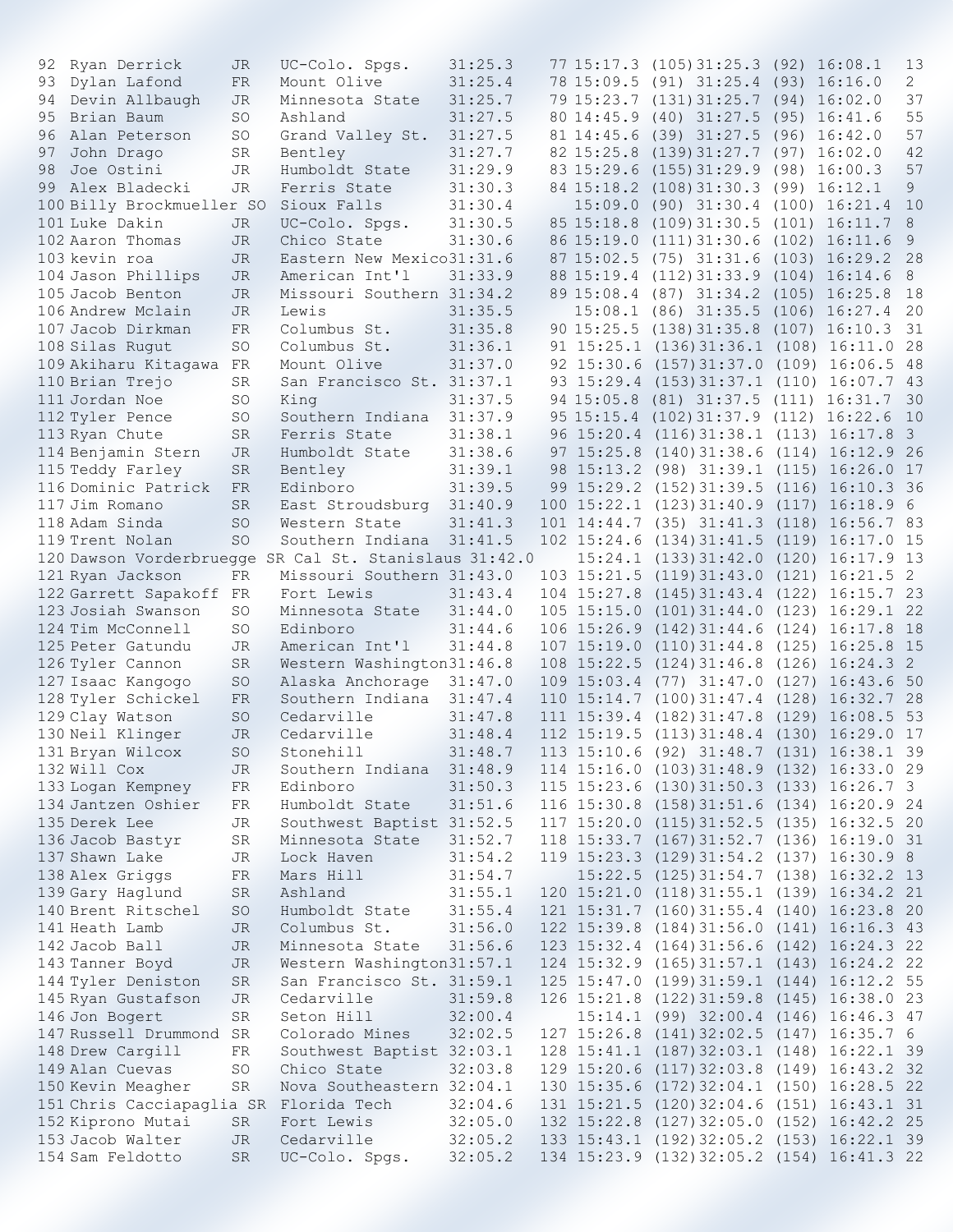| Place | Name | Yr | Team | Time | Team Place | Split 1 | (Pos) | Split 2 | (Pos) | Last Split | Pos Change |
|---|---|---|---|---|---|---|---|---|---|---|---|
| 92 | Ryan Derrick | JR | UC-Colo. Spgs. | 31:25.3 | 77 | 15:17.3 | (105) | 31:25.3 | (92) | 16:08.1 | 13 |
| 93 | Dylan Lafond | FR | Mount Olive | 31:25.4 | 78 | 15:09.5 | (91) | 31:25.4 | (93) | 16:16.0 | 2 |
| 94 | Devin Allbaugh | JR | Minnesota State | 31:25.7 | 79 | 15:23.7 | (131) | 31:25.7 | (94) | 16:02.0 | 37 |
| 95 | Brian Baum | SO | Ashland | 31:27.5 | 80 | 14:45.9 | (40) | 31:27.5 | (95) | 16:41.6 | 55 |
| 96 | Alan Peterson | SO | Grand Valley St. | 31:27.5 | 81 | 14:45.6 | (39) | 31:27.5 | (96) | 16:42.0 | 57 |
| 97 | John Drago | SR | Bentley | 31:27.7 | 82 | 15:25.8 | (139) | 31:27.7 | (97) | 16:02.0 | 42 |
| 98 | Joe Ostini | JR | Humboldt State | 31:29.9 | 83 | 15:29.6 | (155) | 31:29.9 | (98) | 16:00.3 | 57 |
| 99 | Alex Bladecki | JR | Ferris State | 31:30.3 | 84 | 15:18.2 | (108) | 31:30.3 | (99) | 16:12.1 | 9 |
| 100 | Billy Brockmueller | SO | Sioux Falls | 31:30.4 | | 15:09.0 | (90) | 31:30.4 | (100) | 16:21.4 | 10 |
| 101 | Luke Dakin | JR | UC-Colo. Spgs. | 31:30.5 | 85 | 15:18.8 | (109) | 31:30.5 | (101) | 16:11.7 | 8 |
| 102 | Aaron Thomas | JR | Chico State | 31:30.6 | 86 | 15:19.0 | (111) | 31:30.6 | (102) | 16:11.6 | 9 |
| 103 | kevin roa | JR | Eastern New Mexico | 31:31.6 | 87 | 15:02.5 | (75) | 31:31.6 | (103) | 16:29.2 | 28 |
| 104 | Jason Phillips | JR | American Int'l | 31:33.9 | 88 | 15:19.4 | (112) | 31:33.9 | (104) | 16:14.6 | 8 |
| 105 | Jacob Benton | JR | Missouri Southern | 31:34.2 | 89 | 15:08.4 | (87) | 31:34.2 | (105) | 16:25.8 | 18 |
| 106 | Andrew Mclain | JR | Lewis | 31:35.5 | | 15:08.1 | (86) | 31:35.5 | (106) | 16:27.4 | 20 |
| 107 | Jacob Dirkman | FR | Columbus St. | 31:35.8 | 90 | 15:25.5 | (138) | 31:35.8 | (107) | 16:10.3 | 31 |
| 108 | Silas Rugut | SO | Columbus St. | 31:36.1 | 91 | 15:25.1 | (136) | 31:36.1 | (108) | 16:11.0 | 28 |
| 109 | Akiharu Kitagawa | FR | Mount Olive | 31:37.0 | 92 | 15:30.6 | (157) | 31:37.0 | (109) | 16:06.5 | 48 |
| 110 | Brian Trejo | SR | San Francisco St. | 31:37.1 | 93 | 15:29.4 | (153) | 31:37.1 | (110) | 16:07.7 | 43 |
| 111 | Jordan Noe | SO | King | 31:37.5 | 94 | 15:05.8 | (81) | 31:37.5 | (111) | 16:31.7 | 30 |
| 112 | Tyler Pence | SO | Southern Indiana | 31:37.9 | 95 | 15:15.4 | (102) | 31:37.9 | (112) | 16:22.6 | 10 |
| 113 | Ryan Chute | SR | Ferris State | 31:38.1 | 96 | 15:20.4 | (116) | 31:38.1 | (113) | 16:17.8 | 3 |
| 114 | Benjamin Stern | JR | Humboldt State | 31:38.6 | 97 | 15:25.8 | (140) | 31:38.6 | (114) | 16:12.9 | 26 |
| 115 | Teddy Farley | SR | Bentley | 31:39.1 | 98 | 15:13.2 | (98) | 31:39.1 | (115) | 16:26.0 | 17 |
| 116 | Dominic Patrick | FR | Edinboro | 31:39.5 | 99 | 15:29.2 | (152) | 31:39.5 | (116) | 16:10.3 | 36 |
| 117 | Jim Romano | SR | East Stroudsburg | 31:40.9 | 100 | 15:22.1 | (123) | 31:40.9 | (117) | 16:18.9 | 6 |
| 118 | Adam Sinda | SO | Western State | 31:41.3 | 101 | 14:44.7 | (35) | 31:41.3 | (118) | 16:56.7 | 83 |
| 119 | Trent Nolan | SO | Southern Indiana | 31:41.5 | 102 | 15:24.6 | (134) | 31:41.5 | (119) | 16:17.0 | 15 |
| 120 | Dawson Vorderbruegge | SR | Cal St. Stanislaus | 31:42.0 | | 15:24.1 | (133) | 31:42.0 | (120) | 16:17.9 | 13 |
| 121 | Ryan Jackson | FR | Missouri Southern | 31:43.0 | 103 | 15:21.5 | (119) | 31:43.0 | (121) | 16:21.5 | 2 |
| 122 | Garrett Sapakoff | FR | Fort Lewis | 31:43.4 | 104 | 15:27.8 | (145) | 31:43.4 | (122) | 16:15.7 | 23 |
| 123 | Josiah Swanson | SO | Minnesota State | 31:44.0 | 105 | 15:15.0 | (101) | 31:44.0 | (123) | 16:29.1 | 22 |
| 124 | Tim McConnell | SO | Edinboro | 31:44.6 | 106 | 15:26.9 | (142) | 31:44.6 | (124) | 16:17.8 | 18 |
| 125 | Peter Gatundu | JR | American Int'l | 31:44.8 | 107 | 15:19.0 | (110) | 31:44.8 | (125) | 16:25.8 | 15 |
| 126 | Tyler Cannon | SR | Western Washington | 31:46.8 | 108 | 15:22.5 | (124) | 31:46.8 | (126) | 16:24.3 | 2 |
| 127 | Isaac Kangogo | SO | Alaska Anchorage | 31:47.0 | 109 | 15:03.4 | (77) | 31:47.0 | (127) | 16:43.6 | 50 |
| 128 | Tyler Schickel | FR | Southern Indiana | 31:47.4 | 110 | 15:14.7 | (100) | 31:47.4 | (128) | 16:32.7 | 28 |
| 129 | Clay Watson | SO | Cedarville | 31:47.8 | 111 | 15:39.4 | (182) | 31:47.8 | (129) | 16:08.5 | 53 |
| 130 | Neil Klinger | JR | Cedarville | 31:48.4 | 112 | 15:19.5 | (113) | 31:48.4 | (130) | 16:29.0 | 17 |
| 131 | Bryan Wilcox | SO | Stonehill | 31:48.7 | 113 | 15:10.6 | (92) | 31:48.7 | (131) | 16:38.1 | 39 |
| 132 | Will Cox | JR | Southern Indiana | 31:48.9 | 114 | 15:16.0 | (103) | 31:48.9 | (132) | 16:33.0 | 29 |
| 133 | Logan Kempney | FR | Edinboro | 31:50.3 | 115 | 15:23.6 | (130) | 31:50.3 | (133) | 16:26.7 | 3 |
| 134 | Jantzen Oshier | FR | Humboldt State | 31:51.6 | 116 | 15:30.8 | (158) | 31:51.6 | (134) | 16:20.9 | 24 |
| 135 | Derek Lee | JR | Southwest Baptist | 31:52.5 | 117 | 15:20.0 | (115) | 31:52.5 | (135) | 16:32.5 | 20 |
| 136 | Jacob Bastyr | SR | Minnesota State | 31:52.7 | 118 | 15:33.7 | (167) | 31:52.7 | (136) | 16:19.0 | 31 |
| 137 | Shawn Lake | JR | Lock Haven | 31:54.2 | 119 | 15:23.3 | (129) | 31:54.2 | (137) | 16:30.9 | 8 |
| 138 | Alex Griggs | FR | Mars Hill | 31:54.7 | | 15:22.5 | (125) | 31:54.7 | (138) | 16:32.2 | 13 |
| 139 | Gary Haglund | SR | Ashland | 31:55.1 | 120 | 15:21.0 | (118) | 31:55.1 | (139) | 16:34.2 | 21 |
| 140 | Brent Ritschel | SO | Humboldt State | 31:55.4 | 121 | 15:31.7 | (160) | 31:55.4 | (140) | 16:23.8 | 20 |
| 141 | Heath Lamb | JR | Columbus St. | 31:56.0 | 122 | 15:39.8 | (184) | 31:56.0 | (141) | 16:16.3 | 43 |
| 142 | Jacob Ball | JR | Minnesota State | 31:56.6 | 123 | 15:32.4 | (164) | 31:56.6 | (142) | 16:24.3 | 22 |
| 143 | Tanner Boyd | JR | Western Washington | 31:57.1 | 124 | 15:32.9 | (165) | 31:57.1 | (143) | 16:24.2 | 22 |
| 144 | Tyler Deniston | SR | San Francisco St. | 31:59.1 | 125 | 15:47.0 | (199) | 31:59.1 | (144) | 16:12.2 | 55 |
| 145 | Ryan Gustafson | JR | Cedarville | 31:59.8 | 126 | 15:21.8 | (122) | 31:59.8 | (145) | 16:38.0 | 23 |
| 146 | Jon Bogert | SR | Seton Hill | 32:00.4 | | 15:14.1 | (99) | 32:00.4 | (146) | 16:46.3 | 47 |
| 147 | Russell Drummond | SR | Colorado Mines | 32:02.5 | 127 | 15:26.8 | (141) | 32:02.5 | (147) | 16:35.7 | 6 |
| 148 | Drew Cargill | FR | Southwest Baptist | 32:03.1 | 128 | 15:41.1 | (187) | 32:03.1 | (148) | 16:22.1 | 39 |
| 149 | Alan Cuevas | SO | Chico State | 32:03.8 | 129 | 15:20.6 | (117) | 32:03.8 | (149) | 16:43.2 | 32 |
| 150 | Kevin Meagher | SR | Nova Southeastern | 32:04.1 | 130 | 15:35.6 | (172) | 32:04.1 | (150) | 16:28.5 | 22 |
| 151 | Chris Cacciapaglia | SR | Florida Tech | 32:04.6 | 131 | 15:21.5 | (120) | 32:04.6 | (151) | 16:43.1 | 31 |
| 152 | Kiprono Mutai | SR | Fort Lewis | 32:05.0 | 132 | 15:22.8 | (127) | 32:05.0 | (152) | 16:42.2 | 25 |
| 153 | Jacob Walter | JR | Cedarville | 32:05.2 | 133 | 15:43.1 | (192) | 32:05.2 | (153) | 16:22.1 | 39 |
| 154 | Sam Feldotto | SR | UC-Colo. Spgs. | 32:05.2 | 134 | 15:23.9 | (132) | 32:05.2 | (154) | 16:41.3 | 22 |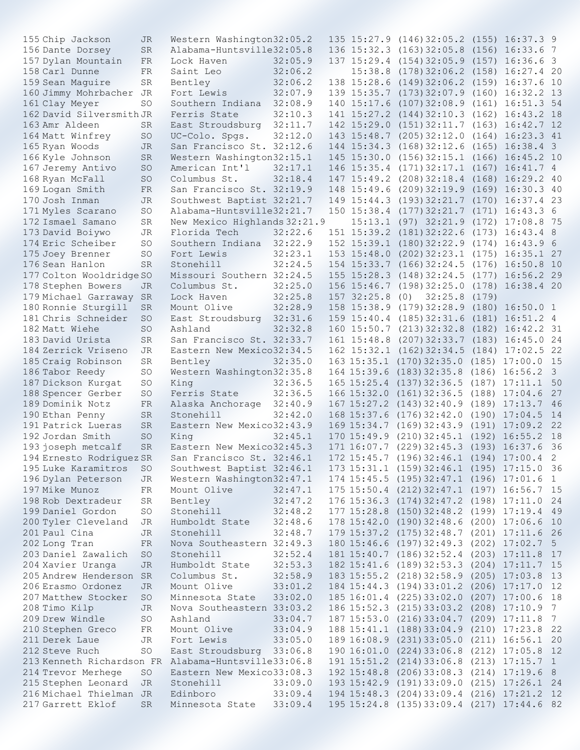| Place | Name | Yr | Team | Time | Team Place | Split 1 | (Pos) | Split 2 | (Pos) | Split 3 | +/- |
|---|---|---|---|---|---|---|---|---|---|---|---|
| 155 | Chip Jackson | JR | Western Washington | 32:05.2 | 135 | 15:27.9 | (146) | 32:05.2 | (155) | 16:37.3 | 9 |
| 156 | Dante Dorsey | SR | Alabama-Huntsville | 32:05.8 | 136 | 15:32.3 | (163) | 32:05.8 | (156) | 16:33.6 | 7 |
| 157 | Dylan Mountain | FR | Lock Haven | 32:05.9 | 137 | 15:29.4 | (154) | 32:05.9 | (157) | 16:36.6 | 3 |
| 158 | Carl Dunne | FR | Saint Leo | 32:06.2 | | 15:38.8 | (178) | 32:06.2 | (158) | 16:27.4 | 20 |
| 159 | Sean Maguire | SR | Bentley | 32:06.2 | 138 | 15:28.6 | (149) | 32:06.2 | (159) | 16:37.6 | 10 |
| 160 | Jimmy Mohrbacher | JR | Fort Lewis | 32:07.9 | 139 | 15:35.7 | (173) | 32:07.9 | (160) | 16:32.2 | 13 |
| 161 | Clay Meyer | SO | Southern Indiana | 32:08.9 | 140 | 15:17.6 | (107) | 32:08.9 | (161) | 16:51.3 | 54 |
| 162 | David Silversmith | JR | Ferris State | 32:10.3 | 141 | 15:27.2 | (144) | 32:10.3 | (162) | 16:43.2 | 18 |
| 163 | Amr Aldeen | SR | East Stroudsburg | 32:11.7 | 142 | 15:29.0 | (151) | 32:11.7 | (163) | 16:42.7 | 12 |
| 164 | Matt Winfrey | SO | UC-Colo. Spgs. | 32:12.0 | 143 | 15:48.7 | (205) | 32:12.0 | (164) | 16:23.3 | 41 |
| 165 | Ryan Woods | JR | San Francisco St. | 32:12.6 | 144 | 15:34.3 | (168) | 32:12.6 | (165) | 16:38.4 | 3 |
| 166 | Kyle Johnson | SR | Western Washington | 32:15.1 | 145 | 15:30.0 | (156) | 32:15.1 | (166) | 16:45.2 | 10 |
| 167 | Jeremy Antivo | SO | American Int'l | 32:17.1 | 146 | 15:35.4 | (171) | 32:17.1 | (167) | 16:41.7 | 4 |
| 168 | Ryan McFall | SO | Columbus St. | 32:18.4 | 147 | 15:49.2 | (208) | 32:18.4 | (168) | 16:29.2 | 40 |
| 169 | Logan Smith | FR | San Francisco St. | 32:19.9 | 148 | 15:49.6 | (209) | 32:19.9 | (169) | 16:30.3 | 40 |
| 170 | Josh Inman | JR | Southwest Baptist | 32:21.7 | 149 | 15:44.3 | (193) | 32:21.7 | (170) | 16:37.4 | 23 |
| 171 | Myles Scarano | SO | Alabama-Huntsville | 32:21.7 | 150 | 15:38.4 | (177) | 32:21.7 | (171) | 16:43.3 | 6 |
| 172 | Ismael Samano | SR | New Mexico Highlands | 32:21.9 | | 15:13.1 | (97) | 32:21.9 | (172) | 17:08.8 | 75 |
| 173 | David Boiywo | JR | Florida Tech | 32:22.6 | 151 | 15:39.2 | (181) | 32:22.6 | (173) | 16:43.4 | 8 |
| 174 | Eric Scheiber | SO | Southern Indiana | 32:22.9 | 152 | 15:39.1 | (180) | 32:22.9 | (174) | 16:43.9 | 6 |
| 175 | Joey Brenner | SO | Fort Lewis | 32:23.1 | 153 | 15:48.0 | (202) | 32:23.1 | (175) | 16:35.1 | 27 |
| 176 | Sean Hanlon | SR | Stonehill | 32:24.5 | 154 | 15:33.7 | (166) | 32:24.5 | (176) | 16:50.8 | 10 |
| 177 | Colton Wooldridge | SO | Missouri Southern | 32:24.5 | 155 | 15:28.3 | (148) | 32:24.5 | (177) | 16:56.2 | 29 |
| 178 | Stephen Bowers | JR | Columbus St. | 32:25.0 | 156 | 15:46.7 | (198) | 32:25.0 | (178) | 16:38.4 | 20 |
| 179 | Michael Garraway | SR | Lock Haven | 32:25.8 | 157 | 32:25.8 | (0) | 32:25.8 | (179) | | |
| 180 | Ronnie Sturgill | SR | Mount Olive | 32:28.9 | 158 | 15:38.9 | (179) | 32:28.9 | (180) | 16:50.0 | 1 |
| 181 | Chris Schneider | SO | East Stroudsburg | 32:31.6 | 159 | 15:40.4 | (185) | 32:31.6 | (181) | 16:51.2 | 4 |
| 182 | Matt Wiehe | SO | Ashland | 32:32.8 | 160 | 15:50.7 | (213) | 32:32.8 | (182) | 16:42.2 | 31 |
| 183 | David Urista | SR | San Francisco St. | 32:33.7 | 161 | 15:48.8 | (207) | 32:33.7 | (183) | 16:45.0 | 24 |
| 184 | Zerrick Vriseno | JR | Eastern New Mexico | 32:34.5 | 162 | 15:32.1 | (162) | 32:34.5 | (184) | 17:02.5 | 22 |
| 185 | Craig Robinson | SR | Bentley | 32:35.0 | 163 | 15:35.1 | (170) | 32:35.0 | (185) | 17:00.0 | 15 |
| 186 | Tabor Reedy | SO | Western Washington | 32:35.8 | 164 | 15:39.6 | (183) | 32:35.8 | (186) | 16:56.2 | 3 |
| 187 | Dickson Kurgat | SO | King | 32:36.5 | 165 | 15:25.4 | (137) | 32:36.5 | (187) | 17:11.1 | 50 |
| 188 | Spencer Gerber | SO | Ferris State | 32:36.5 | 166 | 15:32.0 | (161) | 32:36.5 | (188) | 17:04.6 | 27 |
| 189 | Dominik Notz | FR | Alaska Anchorage | 32:40.9 | 167 | 15:27.2 | (143) | 32:40.9 | (189) | 17:13.7 | 46 |
| 190 | Ethan Penny | SR | Stonehill | 32:42.0 | 168 | 15:37.6 | (176) | 32:42.0 | (190) | 17:04.5 | 14 |
| 191 | Patrick Lueras | SR | Eastern New Mexico | 32:43.9 | 169 | 15:34.7 | (169) | 32:43.9 | (191) | 17:09.2 | 22 |
| 192 | Jordan Smith | SO | King | 32:45.1 | 170 | 15:49.9 | (210) | 32:45.1 | (192) | 16:55.2 | 18 |
| 193 | joseph metcalf | SR | Eastern New Mexico | 32:45.3 | 171 | 16:07.7 | (229) | 32:45.3 | (193) | 16:37.6 | 36 |
| 194 | Ernesto Rodriguez | SR | San Francisco St. | 32:46.1 | 172 | 15:45.7 | (196) | 32:46.1 | (194) | 17:00.4 | 2 |
| 195 | Luke Karamitros | SO | Southwest Baptist | 32:46.1 | 173 | 15:31.1 | (159) | 32:46.1 | (195) | 17:15.0 | 36 |
| 196 | Dylan Peterson | JR | Western Washington | 32:47.1 | 174 | 15:45.5 | (195) | 32:47.1 | (196) | 17:01.6 | 1 |
| 197 | Mike Munoz | FR | Mount Olive | 32:47.1 | 175 | 15:50.4 | (212) | 32:47.1 | (197) | 16:56.7 | 15 |
| 198 | Rob Dextradeur | SR | Bentley | 32:47.2 | 176 | 15:36.3 | (174) | 32:47.2 | (198) | 17:11.0 | 24 |
| 199 | Daniel Gordon | SO | Stonehill | 32:48.2 | 177 | 15:28.8 | (150) | 32:48.2 | (199) | 17:19.4 | 49 |
| 200 | Tyler Cleveland | JR | Humboldt State | 32:48.6 | 178 | 15:42.0 | (190) | 32:48.6 | (200) | 17:06.6 | 10 |
| 201 | Paul Cina | JR | Stonehill | 32:48.7 | 179 | 15:37.2 | (175) | 32:48.7 | (201) | 17:11.6 | 26 |
| 202 | Long Tran | FR | Nova Southeastern | 32:49.3 | 180 | 15:46.6 | (197) | 32:49.3 | (202) | 17:02.7 | 5 |
| 203 | Daniel Zawalich | SO | Stonehill | 32:52.4 | 181 | 15:40.7 | (186) | 32:52.4 | (203) | 17:11.8 | 17 |
| 204 | Xavier Uranga | JR | Humboldt State | 32:53.3 | 182 | 15:41.6 | (189) | 32:53.3 | (204) | 17:11.7 | 15 |
| 205 | Andrew Henderson | SR | Columbus St. | 32:58.9 | 183 | 15:55.2 | (218) | 32:58.9 | (205) | 17:03.8 | 13 |
| 206 | Erasmo Ordonez | JR | Mount Olive | 33:01.2 | 184 | 15:44.3 | (194) | 33:01.2 | (206) | 17:17.0 | 12 |
| 207 | Matthew Stocker | SO | Minnesota State | 33:02.0 | 185 | 16:01.4 | (225) | 33:02.0 | (207) | 17:00.6 | 18 |
| 208 | Timo Kilp | JR | Nova Southeastern | 33:03.2 | 186 | 15:52.3 | (215) | 33:03.2 | (208) | 17:10.9 | 7 |
| 209 | Drew Windle | SO | Ashland | 33:04.7 | 187 | 15:53.0 | (216) | 33:04.7 | (209) | 17:11.8 | 7 |
| 210 | Stephen Greco | FR | Mount Olive | 33:04.9 | 188 | 15:41.1 | (188) | 33:04.9 | (210) | 17:23.8 | 22 |
| 211 | Derek Laue | JR | Fort Lewis | 33:05.0 | 189 | 16:08.9 | (231) | 33:05.0 | (211) | 16:56.1 | 20 |
| 212 | Steve Ruch | SO | East Stroudsburg | 33:06.8 | 190 | 16:01.0 | (224) | 33:06.8 | (212) | 17:05.8 | 12 |
| 213 | Kenneth Richardson | FR | Alabama-Huntsville | 33:06.8 | 191 | 15:51.2 | (214) | 33:06.8 | (213) | 17:15.7 | 1 |
| 214 | Trevor Merhege | SO | Eastern New Mexico | 33:08.3 | 192 | 15:48.8 | (206) | 33:08.3 | (214) | 17:19.6 | 8 |
| 215 | Stephen Leonard | JR | Stonehill | 33:09.0 | 193 | 15:42.9 | (191) | 33:09.0 | (215) | 17:26.1 | 24 |
| 216 | Michael Thielman | JR | Edinboro | 33:09.4 | 194 | 15:48.3 | (204) | 33:09.4 | (216) | 17:21.2 | 12 |
| 217 | Garrett Eklof | SR | Minnesota State | 33:09.4 | 195 | 15:24.8 | (135) | 33:09.4 | (217) | 17:44.6 | 82 |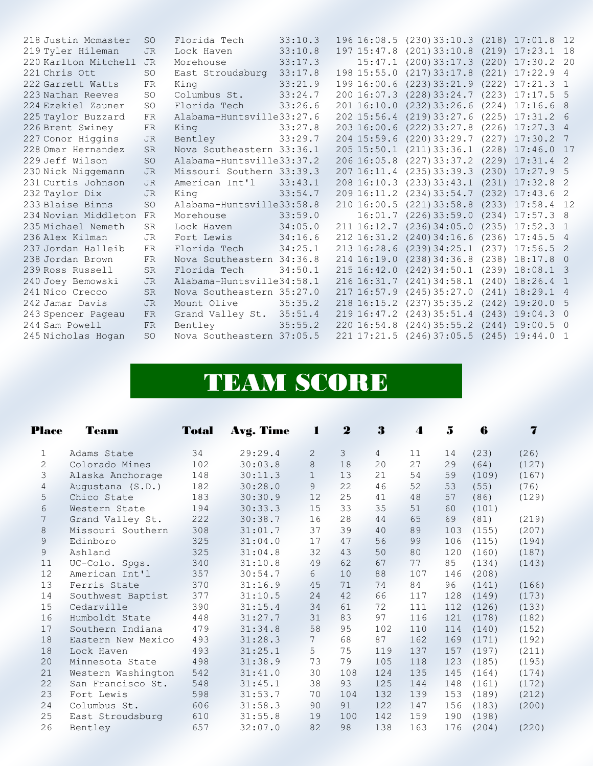| Place | Name | Yr | Team | Time | Team Place | Mile/Split | (Place) | Time | (Place) | Split | Gain |
|---|---|---|---|---|---|---|---|---|---|---|---|
| 218 | Justin Mcmaster | SO | Florida Tech | 33:10.3 | 196 | 16:08.5 | (230) | 33:10.3 | (218) | 17:01.8 | 12 |
| 219 | Tyler Hileman | JR | Lock Haven | 33:10.8 | 197 | 15:47.8 | (201) | 33:10.8 | (219) | 17:23.1 | 18 |
| 220 | Karlton Mitchell | JR | Morehouse | 33:17.3 | | 15:47.1 | (200) | 33:17.3 | (220) | 17:30.2 | 20 |
| 221 | Chris Ott | SO | East Stroudsburg | 33:17.8 | 198 | 15:55.0 | (217) | 33:17.8 | (221) | 17:22.9 | 4 |
| 222 | Garrett Watts | FR | King | 33:21.9 | 199 | 16:00.6 | (223) | 33:21.9 | (222) | 17:21.3 | 1 |
| 223 | Nathan Reeves | SO | Columbus St. | 33:24.7 | 200 | 16:07.3 | (228) | 33:24.7 | (223) | 17:17.5 | 5 |
| 224 | Ezekiel Zauner | SO | Florida Tech | 33:26.6 | 201 | 16:10.0 | (232) | 33:26.6 | (224) | 17:16.6 | 8 |
| 225 | Taylor Buzzard | FR | Alabama-Huntsville | 33:27.6 | 202 | 15:56.4 | (219) | 33:27.6 | (225) | 17:31.2 | 6 |
| 226 | Brent Swiney | FR | King | 33:27.8 | 203 | 16:00.6 | (222) | 33:27.8 | (226) | 17:27.3 | 4 |
| 227 | Conor Higgins | JR | Bentley | 33:29.7 | 204 | 15:59.6 | (220) | 33:29.7 | (227) | 17:30.2 | 7 |
| 228 | Omar Hernandez | SR | Nova Southeastern | 33:36.1 | 205 | 15:50.1 | (211) | 33:36.1 | (228) | 17:46.0 | 17 |
| 229 | Jeff Wilson | SO | Alabama-Huntsville | 33:37.2 | 206 | 16:05.8 | (227) | 33:37.2 | (229) | 17:31.4 | 2 |
| 230 | Nick Niggemann | JR | Missouri Southern | 33:39.3 | 207 | 16:11.4 | (235) | 33:39.3 | (230) | 17:27.9 | 5 |
| 231 | Curtis Johnson | JR | American Int'l | 33:43.1 | 208 | 16:10.3 | (233) | 33:43.1 | (231) | 17:32.8 | 2 |
| 232 | Taylor Dix | JR | King | 33:54.7 | 209 | 16:11.2 | (234) | 33:54.7 | (232) | 17:43.6 | 2 |
| 233 | Blaise Binns | SO | Alabama-Huntsville | 33:58.8 | 210 | 16:00.5 | (221) | 33:58.8 | (233) | 17:58.4 | 12 |
| 234 | Novian Middleton | FR | Morehouse | 33:59.0 | | 16:01.7 | (226) | 33:59.0 | (234) | 17:57.3 | 8 |
| 235 | Michael Nemeth | SR | Lock Haven | 34:05.0 | 211 | 16:12.7 | (236) | 34:05.0 | (235) | 17:52.3 | 1 |
| 236 | Alex Kilman | JR | Fort Lewis | 34:16.6 | 212 | 16:31.2 | (240) | 34:16.6 | (236) | 17:45.5 | 4 |
| 237 | Jordan Halleib | FR | Florida Tech | 34:25.1 | 213 | 16:28.6 | (239) | 34:25.1 | (237) | 17:56.5 | 2 |
| 238 | Jordan Brown | FR | Nova Southeastern | 34:36.8 | 214 | 16:19.0 | (238) | 34:36.8 | (238) | 18:17.8 | 0 |
| 239 | Ross Russell | SR | Florida Tech | 34:50.1 | 215 | 16:42.0 | (242) | 34:50.1 | (239) | 18:08.1 | 3 |
| 240 | Joey Bemowski | JR | Alabama-Huntsville | 34:58.1 | 216 | 16:31.7 | (241) | 34:58.1 | (240) | 18:26.4 | 1 |
| 241 | Nico Crecco | SR | Nova Southeastern | 35:27.0 | 217 | 16:57.9 | (245) | 35:27.0 | (241) | 18:29.1 | 4 |
| 242 | Jamar Davis | JR | Mount Olive | 35:35.2 | 218 | 16:15.2 | (237) | 35:35.2 | (242) | 19:20.0 | 5 |
| 243 | Spencer Pageau | FR | Grand Valley St. | 35:51.4 | 219 | 16:47.2 | (243) | 35:51.4 | (243) | 19:04.3 | 0 |
| 244 | Sam Powell | FR | Bentley | 35:55.2 | 220 | 16:54.8 | (244) | 35:55.2 | (244) | 19:00.5 | 0 |
| 245 | Nicholas Hogan | SO | Nova Southeastern | 37:05.5 | 221 | 17:21.5 | (246) | 37:05.5 | (245) | 19:44.0 | 1 |

# TEAM SCORE

| Place | Team | Total | Avg. Time | 1 | 2 | 3 | 4 | 5 | 6 | 7 |
|---|---|---|---|---|---|---|---|---|---|---|
| 1 | Adams State | 34 | 29:29.4 | 2 | 3 | 4 | 11 | 14 | (23) | (26) |
| 2 | Colorado Mines | 102 | 30:03.8 | 8 | 18 | 20 | 27 | 29 | (64) | (127) |
| 3 | Alaska Anchorage | 148 | 30:11.3 | 1 | 13 | 21 | 54 | 59 | (109) | (167) |
| 4 | Augustana (S.D.) | 182 | 30:28.0 | 9 | 22 | 46 | 52 | 53 | (55) | (76) |
| 5 | Chico State | 183 | 30:30.9 | 12 | 25 | 41 | 48 | 57 | (86) | (129) |
| 6 | Western State | 194 | 30:33.3 | 15 | 33 | 35 | 51 | 60 | (101) | |
| 7 | Grand Valley St. | 222 | 30:38.7 | 16 | 28 | 44 | 65 | 69 | (81) | (219) |
| 8 | Missouri Southern | 308 | 31:01.7 | 37 | 39 | 40 | 89 | 103 | (155) | (207) |
| 9 | Edinboro | 325 | 31:04.0 | 17 | 47 | 56 | 99 | 106 | (115) | (194) |
| 9 | Ashland | 325 | 31:04.8 | 32 | 43 | 50 | 80 | 120 | (160) | (187) |
| 11 | UC-Colo. Spgs. | 340 | 31:10.8 | 49 | 62 | 67 | 77 | 85 | (134) | (143) |
| 12 | American Int'l | 357 | 30:54.7 | 6 | 10 | 88 | 107 | 146 | (208) | |
| 13 | Ferris State | 370 | 31:16.9 | 45 | 71 | 74 | 84 | 96 | (141) | (166) |
| 14 | Southwest Baptist | 377 | 31:10.5 | 24 | 42 | 66 | 117 | 128 | (149) | (173) |
| 15 | Cedarville | 390 | 31:15.4 | 34 | 61 | 72 | 111 | 112 | (126) | (133) |
| 16 | Humboldt State | 448 | 31:27.7 | 31 | 83 | 97 | 116 | 121 | (178) | (182) |
| 17 | Southern Indiana | 479 | 31:34.8 | 58 | 95 | 102 | 110 | 114 | (140) | (152) |
| 18 | Eastern New Mexico | 493 | 31:28.3 | 7 | 68 | 87 | 162 | 169 | (171) | (192) |
| 18 | Lock Haven | 493 | 31:25.1 | 5 | 75 | 119 | 137 | 157 | (197) | (211) |
| 20 | Minnesota State | 498 | 31:38.9 | 73 | 79 | 105 | 118 | 123 | (185) | (195) |
| 21 | Western Washington | 542 | 31:41.0 | 30 | 108 | 124 | 135 | 145 | (164) | (174) |
| 22 | San Francisco St. | 548 | 31:45.1 | 38 | 93 | 125 | 144 | 148 | (161) | (172) |
| 23 | Fort Lewis | 598 | 31:53.7 | 70 | 104 | 132 | 139 | 153 | (189) | (212) |
| 24 | Columbus St. | 606 | 31:58.3 | 90 | 91 | 122 | 147 | 156 | (183) | (200) |
| 25 | East Stroudsburg | 610 | 31:55.8 | 19 | 100 | 142 | 159 | 190 | (198) | |
| 26 | Bentley | 657 | 32:07.0 | 82 | 98 | 138 | 163 | 176 | (204) | (220) |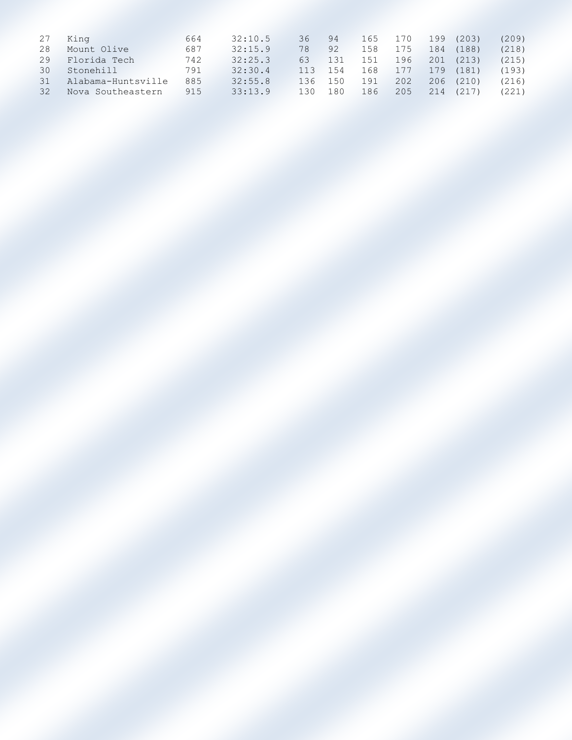| | | | | | | | | | | |
|---|---|---|---|---|---|---|---|---|---|---|
| 27 | King | 664 | 32:10.5 | 36 | 94 | 165 | 170 | 199 | (203) | (209) |
| 28 | Mount Olive | 687 | 32:15.9 | 78 | 92 | 158 | 175 | 184 | (188) | (218) |
| 29 | Florida Tech | 742 | 32:25.3 | 63 | 131 | 151 | 196 | 201 | (213) | (215) |
| 30 | Stonehill | 791 | 32:30.4 | 113 | 154 | 168 | 177 | 179 | (181) | (193) |
| 31 | Alabama-Huntsville | 885 | 32:55.8 | 136 | 150 | 191 | 202 | 206 | (210) | (216) |
| 32 | Nova Southeastern | 915 | 33:13.9 | 130 | 180 | 186 | 205 | 214 | (217) | (221) |